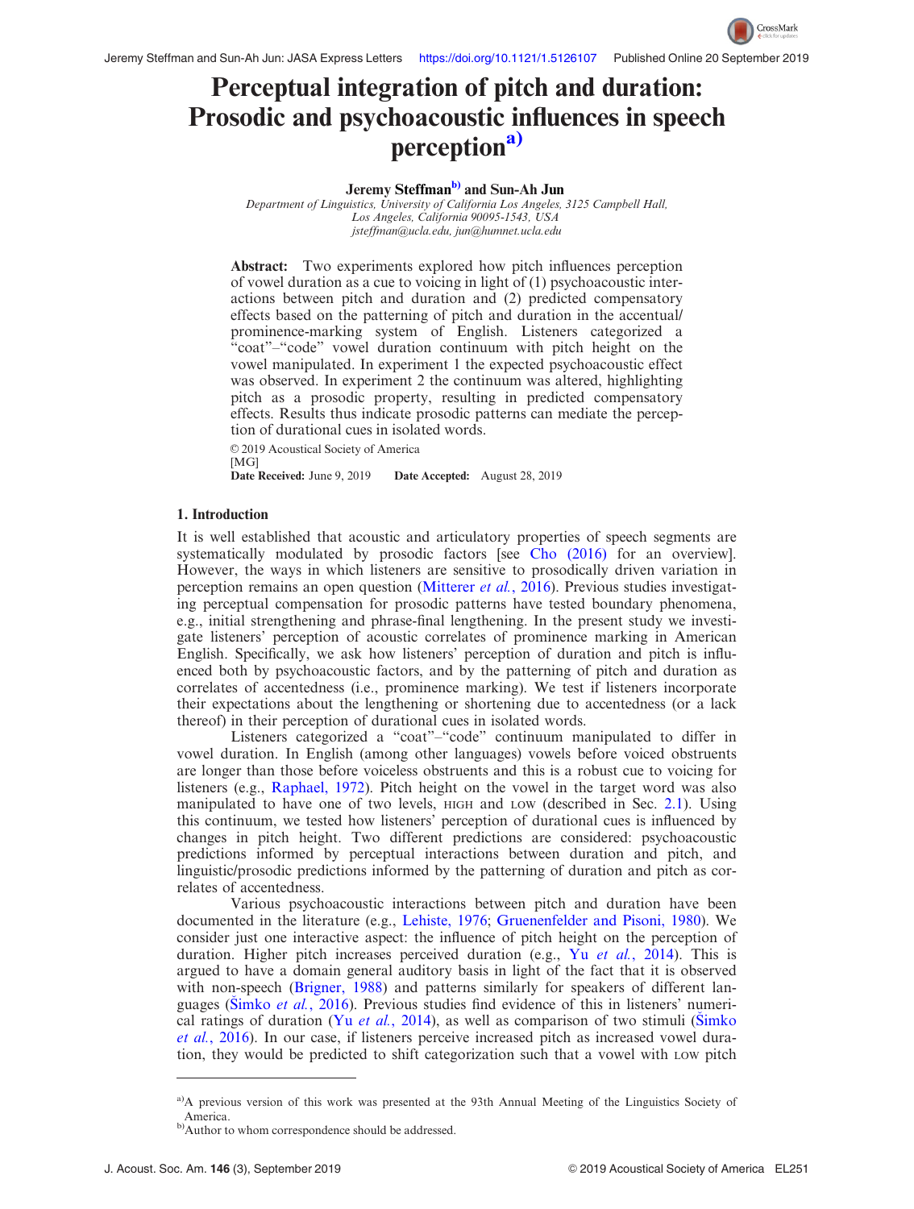# Perceptual integration of pitch and duration: Prosodic and psychoacoustic influences in speech perception[a)]

**Jeremy Steffman[b)] and Sun-Ah Jun**

*Department of Linguistics, University of California Los Angeles, 3125 Campbell Hall, Los Angeles, California 90095-1543, USA*
*jsteffman@ucla.edu, jun@humnet.ucla.edu*

**Abstract:** Two experiments explored how pitch influences perception of vowel duration as a cue to voicing in light of (1) psychoacoustic interactions between pitch and duration and (2) predicted compensatory effects based on the patterning of pitch and duration in the accentual/prominence-marking system of English. Listeners categorized a "coat"–"code" vowel duration continuum with pitch height on the vowel manipulated. In experiment 1 the expected psychoacoustic effect was observed. In experiment 2 the continuum was altered, highlighting pitch as a prosodic property, resulting in predicted compensatory effects. Results thus indicate prosodic patterns can mediate the perception of durational cues in isolated words.

© 2019 Acoustical Society of America
[MG]
**Date Received:** June 9, 2019 **Date Accepted:** August 28, 2019

## 1. Introduction

It is well established that acoustic and articulatory properties of speech segments are systematically modulated by prosodic factors [see Cho (2016) for an overview]. However, the ways in which listeners are sensitive to prosodically driven variation in perception remains an open question (Mitterer *et al.*, 2016). Previous studies investigating perceptual compensation for prosodic patterns have tested boundary phenomena, e.g., initial strengthening and phrase-final lengthening. In the present study we investigate listeners' perception of acoustic correlates of prominence marking in American English. Specifically, we ask how listeners' perception of duration and pitch is influenced both by psychoacoustic factors, and by the patterning of pitch and duration as correlates of accentedness (i.e., prominence marking). We test if listeners incorporate their expectations about the lengthening or shortening due to accentedness (or a lack thereof) in their perception of durational cues in isolated words.

Listeners categorized a "coat"–"code" continuum manipulated to differ in vowel duration. In English (among other languages) vowels before voiced obstruents are longer than those before voiceless obstruents and this is a robust cue to voicing for listeners (e.g., Raphael, 1972). Pitch height on the vowel in the target word was also manipulated to have one of two levels, HIGH and LOW (described in Sec. 2.1). Using this continuum, we tested how listeners' perception of durational cues is influenced by changes in pitch height. Two different predictions are considered: psychoacoustic predictions informed by perceptual interactions between duration and pitch, and linguistic/prosodic predictions informed by the patterning of duration and pitch as correlates of accentedness.

Various psychoacoustic interactions between pitch and duration have been documented in the literature (e.g., Lehiste, 1976; Gruenenfelder and Pisoni, 1980). We consider just one interactive aspect: the influence of pitch height on the perception of duration. Higher pitch increases perceived duration (e.g., Yu *et al.*, 2014). This is argued to have a domain general auditory basis in light of the fact that it is observed with non-speech (Brigner, 1988) and patterns similarly for speakers of different languages (Šimko *et al.*, 2016). Previous studies find evidence of this in listeners' numerical ratings of duration (Yu *et al.*, 2014), as well as comparison of two stimuli (Šimko *et al.*, 2016). In our case, if listeners perceive increased pitch as increased vowel duration, they would be predicted to shift categorization such that a vowel with LOW pitch

---

[a)]A previous version of this work was presented at the 93th Annual Meeting of the Linguistics Society of America.
[b)]Author to whom correspondence should be addressed.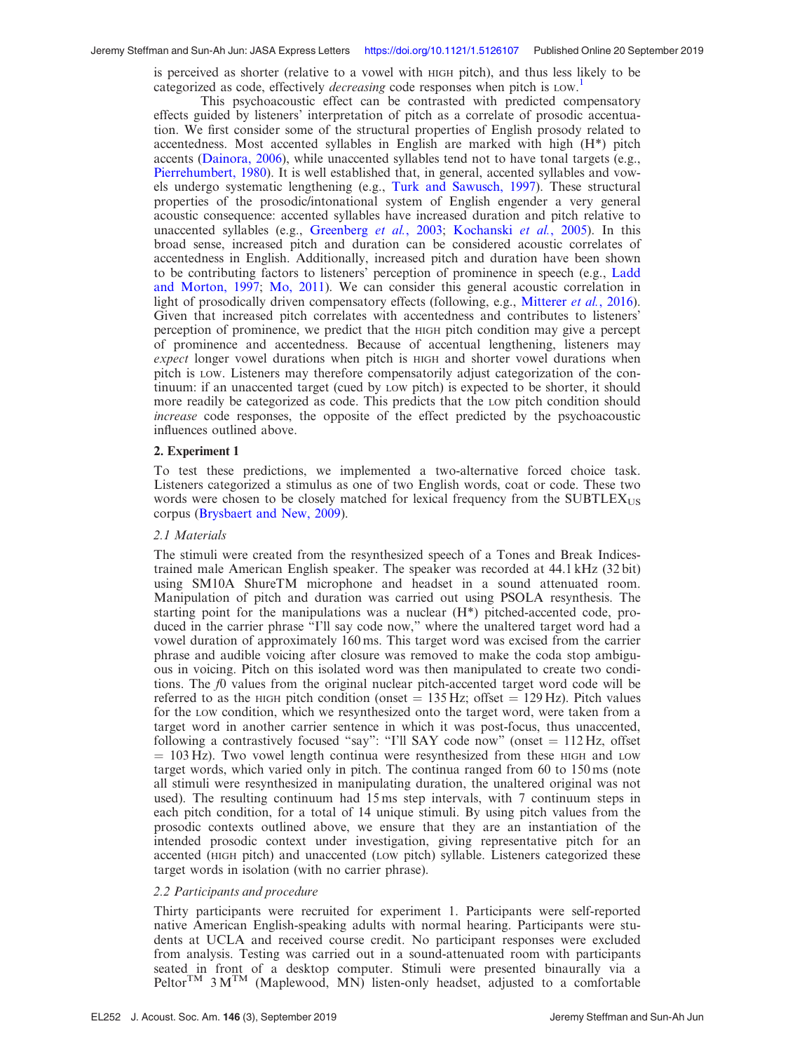is perceived as shorter (relative to a vowel with HIGH pitch), and thus less likely to be categorized as code, effectively *decreasing* code responses when pitch is LOW.[1]

This psychoacoustic effect can be contrasted with predicted compensatory effects guided by listeners' interpretation of pitch as a correlate of prosodic accentuation. We first consider some of the structural properties of English prosody related to accentedness. Most accented syllables in English are marked with high (H*) pitch accents (Dainora, 2006), while unaccented syllables tend not to have tonal targets (e.g., Pierrehumbert, 1980). It is well established that, in general, accented syllables and vowels undergo systematic lengthening (e.g., Turk and Sawusch, 1997). These structural properties of the prosodic/intonational system of English engender a very general acoustic consequence: accented syllables have increased duration and pitch relative to unaccented syllables (e.g., Greenberg *et al.*, 2003; Kochanski *et al.*, 2005). In this broad sense, increased pitch and duration can be considered acoustic correlates of accentedness in English. Additionally, increased pitch and duration have been shown to be contributing factors to listeners' perception of prominence in speech (e.g., Ladd and Morton, 1997; Mo, 2011). We can consider this general acoustic correlation in light of prosodically driven compensatory effects (following, e.g., Mitterer *et al.*, 2016). Given that increased pitch correlates with accentedness and contributes to listeners' perception of prominence, we predict that the HIGH pitch condition may give a percept of prominence and accentedness. Because of accentual lengthening, listeners may *expect* longer vowel durations when pitch is HIGH and shorter vowel durations when pitch is LOW. Listeners may therefore compensatorily adjust categorization of the continuum: if an unaccented target (cued by LOW pitch) is expected to be shorter, it should more readily be categorized as code. This predicts that the LOW pitch condition should *increase* code responses, the opposite of the effect predicted by the psychoacoustic influences outlined above.

## 2. Experiment 1

To test these predictions, we implemented a two-alternative forced choice task. Listeners categorized a stimulus as one of two English words, coat or code. These two words were chosen to be closely matched for lexical frequency from the $\text{SUBTLEX}_{\text{US}}$ corpus (Brysbaert and New, 2009).

### 2.1 Materials

The stimuli were created from the resynthesized speech of a Tones and Break Indices-trained male American English speaker. The speaker was recorded at 44.1 kHz (32 bit) using SM10A ShureTM microphone and headset in a sound attenuated room. Manipulation of pitch and duration was carried out using PSOLA resynthesis. The starting point for the manipulations was a nuclear (H*) pitched-accented code, produced in the carrier phrase "I'll say code now," where the unaltered target word had a vowel duration of approximately 160 ms. This target word was excised from the carrier phrase and audible voicing after closure was removed to make the coda stop ambiguous in voicing. Pitch on this isolated word was then manipulated to create two conditions. The *f*0 values from the original nuclear pitch-accented target word code will be referred to as the HIGH pitch condition (onset = 135 Hz; offset = 129 Hz). Pitch values for the LOW condition, which we resynthesized onto the target word, were taken from a target word in another carrier sentence in which it was post-focus, thus unaccented, following a contrastively focused "say": "I'll SAY code now" (onset = 112 Hz, offset = 103 Hz). Two vowel length continua were resynthesized from these HIGH and LOW target words, which varied only in pitch. The continua ranged from 60 to 150 ms (note all stimuli were resynthesized in manipulating duration, the unaltered original was not used). The resulting continuum had 15 ms step intervals, with 7 continuum steps in each pitch condition, for a total of 14 unique stimuli. By using pitch values from the prosodic contexts outlined above, we ensure that they are an instantiation of the intended prosodic context under investigation, giving representative pitch for an accented (HIGH pitch) and unaccented (LOW pitch) syllable. Listeners categorized these target words in isolation (with no carrier phrase).

### 2.2 Participants and procedure

Thirty participants were recruited for experiment 1. Participants were self-reported native American English-speaking adults with normal hearing. Participants were students at UCLA and received course credit. No participant responses were excluded from analysis. Testing was carried out in a sound-attenuated room with participants seated in front of a desktop computer. Stimuli were presented binaurally via a Peltor™ 3M™ (Maplewood, MN) listen-only headset, adjusted to a comfortable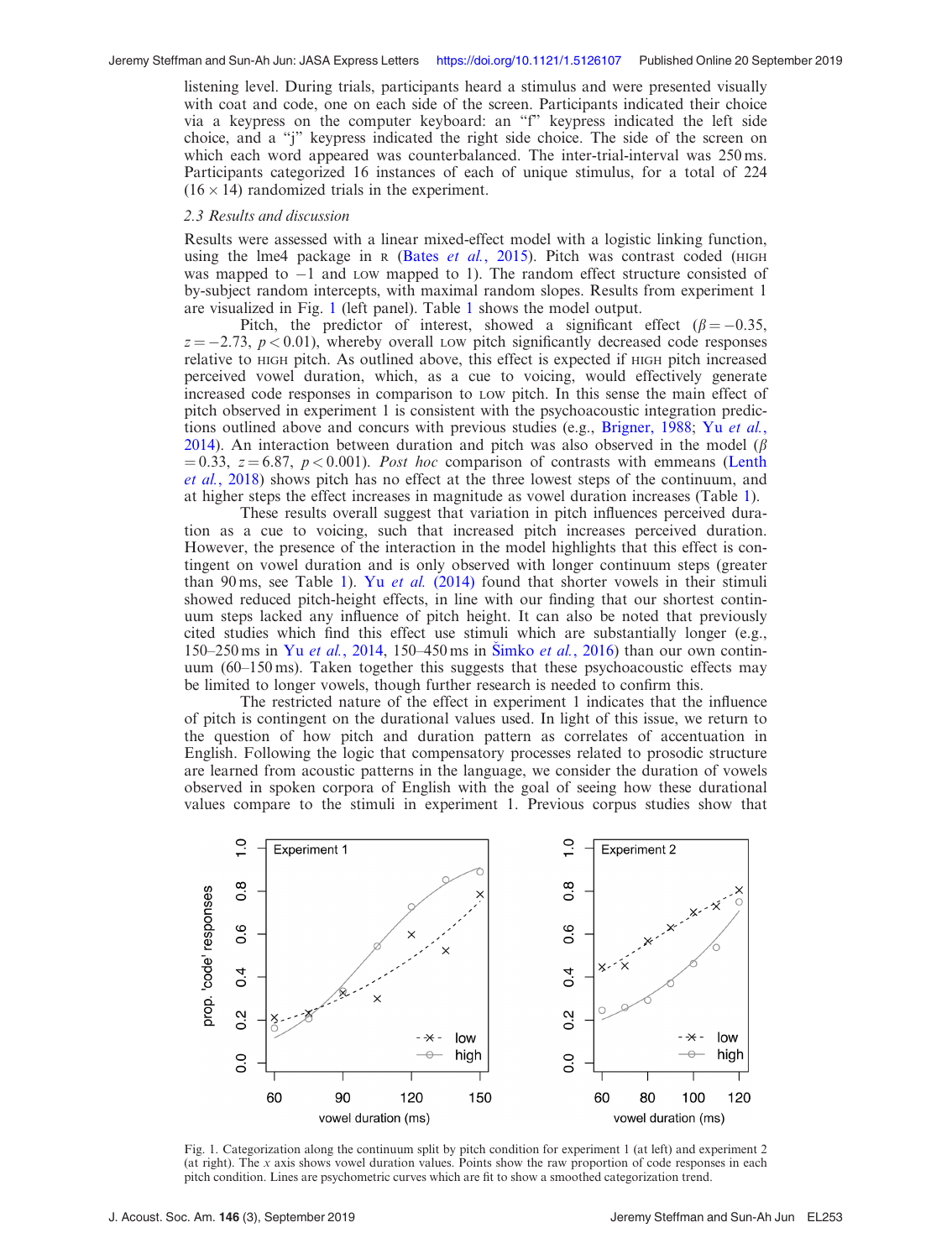listening level. During trials, participants heard a stimulus and were presented visually with coat and code, one on each side of the screen. Participants indicated their choice via a keypress on the computer keyboard: an "f" keypress indicated the left side choice, and a "j" keypress indicated the right side choice. The side of the screen on which each word appeared was counterbalanced. The inter-trial-interval was 250 ms. Participants categorized 16 instances of each of unique stimulus, for a total of 224 ($16 \times 14$) randomized trials in the experiment.

### 2.3 Results and discussion

Results were assessed with a linear mixed-effect model with a logistic linking function, using the lme4 package in R (Bates *et al.*, 2015). Pitch was contrast coded (HIGH was mapped to $-1$ and LOW mapped to 1). The random effect structure consisted of by-subject random intercepts, with maximal random slopes. Results from experiment 1 are visualized in Fig. 1 (left panel). Table 1 shows the model output.

Pitch, the predictor of interest, showed a significant effect ($\beta = -0.35$, $z = -2.73$, $p < 0.01$), whereby overall LOW pitch significantly decreased code responses relative to HIGH pitch. As outlined above, this effect is expected if HIGH pitch increased perceived vowel duration, which, as a cue to voicing, would effectively generate increased code responses in comparison to LOW pitch. In this sense the main effect of pitch observed in experiment 1 is consistent with the psychoacoustic integration predictions outlined above and concurs with previous studies (e.g., Brigner, 1988; Yu *et al.*, 2014). An interaction between duration and pitch was also observed in the model ($\beta = 0.33$, $z = 6.87$, $p < 0.001$). *Post hoc* comparison of contrasts with emmeans (Lenth *et al.*, 2018) shows pitch has no effect at the three lowest steps of the continuum, and at higher steps the effect increases in magnitude as vowel duration increases (Table 1).

These results overall suggest that variation in pitch influences perceived duration as a cue to voicing, such that increased pitch increases perceived duration. However, the presence of the interaction in the model highlights that this effect is contingent on vowel duration and is only observed with longer continuum steps (greater than 90 ms, see Table 1). Yu *et al.* (2014) found that shorter vowels in their stimuli showed reduced pitch-height effects, in line with our finding that our shortest continuum steps lacked any influence of pitch height. It can also be noted that previously cited studies which find this effect use stimuli which are substantially longer (e.g., 150–250 ms in Yu *et al.*, 2014, 150–450 ms in Šimko *et al.*, 2016) than our own continuum (60–150 ms). Taken together this suggests that these psychoacoustic effects may be limited to longer vowels, though further research is needed to confirm this.

The restricted nature of the effect in experiment 1 indicates that the influence of pitch is contingent on the durational values used. In light of this issue, we return to the question of how pitch and duration pattern as correlates of accentuation in English. Following the logic that compensatory processes related to prosodic structure are learned from acoustic patterns in the language, we consider the duration of vowels observed in spoken corpora of English with the goal of seeing how these durational values compare to the stimuli in experiment 1. Previous corpus studies show that

Experiment 1
prop. 'code' responses
0.0 0.2 0.4 0.6 0.8 1.0
60 90 120 150
vowel duration (ms)
low
high

Experiment 2
0.0 0.2 0.4 0.6 0.8 1.0
60 80 100 120
vowel duration (ms)
low
high

Fig. 1. Categorization along the continuum split by pitch condition for experiment 1 (at left) and experiment 2 (at right). The *x* axis shows vowel duration values. Points show the raw proportion of code responses in each pitch condition. Lines are psychometric curves which are fit to show a smoothed categorization trend.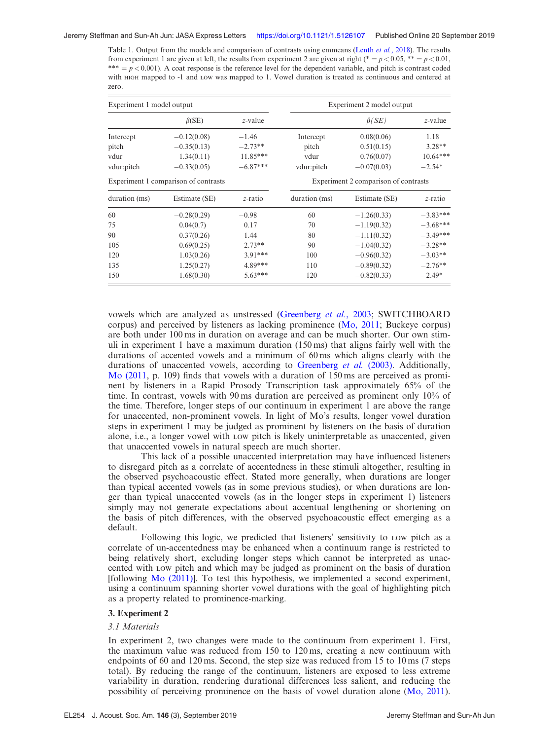Table 1. Output from the models and comparison of contrasts using emmeans (Lenth *et al.*, 2018). The results from experiment 1 are given at left, the results from experiment 2 are given at right (* = $p < 0.05$, ** = $p < 0.01$, *** = $p < 0.001$). A coat response is the reference level for the dependent variable, and pitch is contrast coded with HIGH mapped to -1 and LOW was mapped to 1. Vowel duration is treated as continuous and centered at zero.

| Experiment 1 model output | | | Experiment 2 model output | | |
|---|---|---|---|---|---|
| | $\beta$(SE) | $z$-value | | $\beta$(SE) | $z$-value |
| Intercept | −0.12(0.08) | −1.46 | Intercept | 0.08(0.06) | 1.18 |
| pitch | −0.35(0.13) | −2.73** | pitch | 0.51(0.15) | 3.28** |
| vdur | 1.34(0.11) | 11.85*** | vdur | 0.76(0.07) | 10.64*** |
| vdur:pitch | −0.33(0.05) | −6.87*** | vdur:pitch | −0.07(0.03) | −2.54* |
| **Experiment 1 comparison of contrasts** | | | **Experiment 2 comparison of contrasts** | | |
| duration (ms) | Estimate (SE) | $z$-ratio | duration (ms) | Estimate (SE) | $z$-ratio |
| 60 | −0.28(0.29) | −0.98 | 60 | −1.26(0.33) | −3.83*** |
| 75 | 0.04(0.7) | 0.17 | 70 | −1.19(0.32) | −3.68*** |
| 90 | 0.37(0.26) | 1.44 | 80 | −1.11(0.32) | −3.49*** |
| 105 | 0.69(0.25) | 2.73** | 90 | −1.04(0.32) | −3.28** |
| 120 | 1.03(0.26) | 3.91*** | 100 | −0.96(0.32) | −3.03** |
| 135 | 1.25(0.27) | 4.89*** | 110 | −0.89(0.32) | −2.76** |
| 150 | 1.68(0.30) | 5.63*** | 120 | −0.82(0.33) | −2.49* |

vowels which are analyzed as unstressed (Greenberg *et al.*, 2003; SWITCHBOARD corpus) and perceived by listeners as lacking prominence (Mo, 2011; Buckeye corpus) are both under 100 ms in duration on average and can be much shorter. Our own stimuli in experiment 1 have a maximum duration (150 ms) that aligns fairly well with the durations of accented vowels and a minimum of 60 ms which aligns clearly with the durations of unaccented vowels, according to Greenberg *et al.* (2003). Additionally, Mo (2011, p. 109) finds that vowels with a duration of 150 ms are perceived as prominent by listeners in a Rapid Prosody Transcription task approximately 65% of the time. In contrast, vowels with 90 ms duration are perceived as prominent only 10% of the time. Therefore, longer steps of our continuum in experiment 1 are above the range for unaccented, non-prominent vowels. In light of Mo's results, longer vowel duration steps in experiment 1 may be judged as prominent by listeners on the basis of duration alone, i.e., a longer vowel with LOW pitch is likely uninterpretable as unaccented, given that unaccented vowels in natural speech are much shorter.

This lack of a possible unaccented interpretation may have influenced listeners to disregard pitch as a correlate of accentedness in these stimuli altogether, resulting in the observed psychoacoustic effect. Stated more generally, when durations are longer than typical accented vowels (as in some previous studies), or when durations are longer than typical unaccented vowels (as in the longer steps in experiment 1) listeners simply may not generate expectations about accentual lengthening or shortening on the basis of pitch differences, with the observed psychoacoustic effect emerging as a default.

Following this logic, we predicted that listeners' sensitivity to LOW pitch as a correlate of un-accentedness may be enhanced when a continuum range is restricted to being relatively short, excluding longer steps which cannot be interpreted as unaccented with LOW pitch and which may be judged as prominent on the basis of duration [following Mo (2011)]. To test this hypothesis, we implemented a second experiment, using a continuum spanning shorter vowel durations with the goal of highlighting pitch as a property related to prominence-marking.

## 3. Experiment 2

### 3.1 Materials

In experiment 2, two changes were made to the continuum from experiment 1. First, the maximum value was reduced from 150 to 120 ms, creating a new continuum with endpoints of 60 and 120 ms. Second, the step size was reduced from 15 to 10 ms (7 steps total). By reducing the range of the continuum, listeners are exposed to less extreme variability in duration, rendering durational differences less salient, and reducing the possibility of perceiving prominence on the basis of vowel duration alone (Mo, 2011).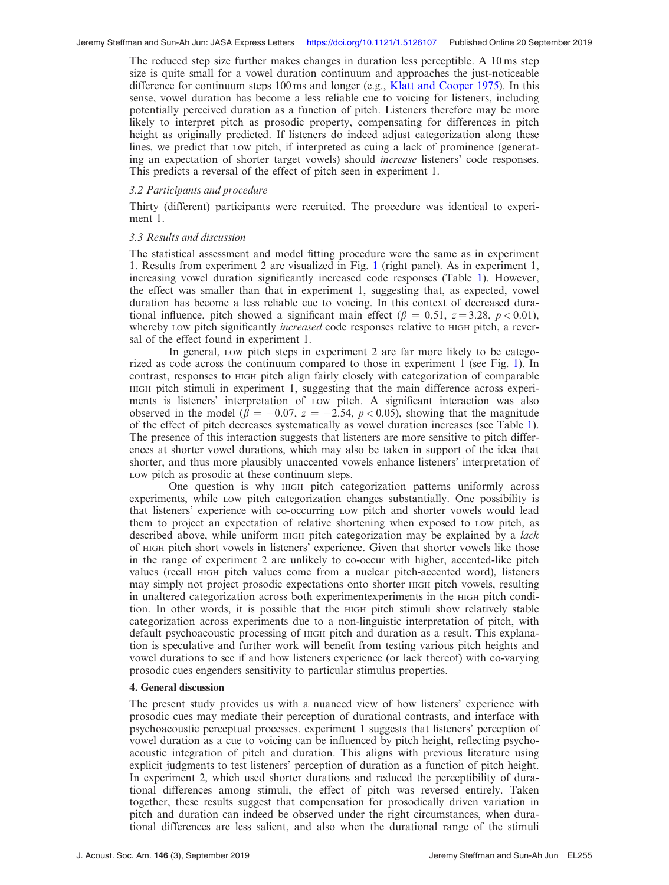The reduced step size further makes changes in duration less perceptible. A 10 ms step size is quite small for a vowel duration continuum and approaches the just-noticeable difference for continuum steps 100 ms and longer (e.g., Klatt and Cooper 1975). In this sense, vowel duration has become a less reliable cue to voicing for listeners, including potentially perceived duration as a function of pitch. Listeners therefore may be more likely to interpret pitch as prosodic property, compensating for differences in pitch height as originally predicted. If listeners do indeed adjust categorization along these lines, we predict that LOW pitch, if interpreted as cuing a lack of prominence (generating an expectation of shorter target vowels) should *increase* listeners' code responses. This predicts a reversal of the effect of pitch seen in experiment 1.

### *3.2 Participants and procedure*

Thirty (different) participants were recruited. The procedure was identical to experiment 1.

### *3.3 Results and discussion*

The statistical assessment and model fitting procedure were the same as in experiment 1. Results from experiment 2 are visualized in Fig. 1 (right panel). As in experiment 1, increasing vowel duration significantly increased code responses (Table 1). However, the effect was smaller than that in experiment 1, suggesting that, as expected, vowel duration has become a less reliable cue to voicing. In this context of decreased durational influence, pitch showed a significant main effect ($\beta = 0.51$, $z = 3.28$, $p < 0.01$), whereby LOW pitch significantly *increased* code responses relative to HIGH pitch, a reversal of the effect found in experiment 1.

In general, LOW pitch steps in experiment 2 are far more likely to be categorized as code across the continuum compared to those in experiment 1 (see Fig. 1). In contrast, responses to HIGH pitch align fairly closely with categorization of comparable HIGH pitch stimuli in experiment 1, suggesting that the main difference across experiments is listeners' interpretation of LOW pitch. A significant interaction was also observed in the model ($\beta = -0.07$, $z = -2.54$, $p < 0.05$), showing that the magnitude of the effect of pitch decreases systematically as vowel duration increases (see Table 1). The presence of this interaction suggests that listeners are more sensitive to pitch differences at shorter vowel durations, which may also be taken in support of the idea that shorter, and thus more plausibly unaccented vowels enhance listeners' interpretation of LOW pitch as prosodic at these continuum steps.

One question is why HIGH pitch categorization patterns uniformly across experiments, while LOW pitch categorization changes substantially. One possibility is that listeners' experience with co-occurring LOW pitch and shorter vowels would lead them to project an expectation of relative shortening when exposed to LOW pitch, as described above, while uniform HIGH pitch categorization may be explained by a *lack* of HIGH pitch short vowels in listeners' experience. Given that shorter vowels like those in the range of experiment 2 are unlikely to co-occur with higher, accented-like pitch values (recall HIGH pitch values come from a nuclear pitch-accented word), listeners may simply not project prosodic expectations onto shorter HIGH pitch vowels, resulting in unaltered categorization across both experimentexperiments in the HIGH pitch condition. In other words, it is possible that the HIGH pitch stimuli show relatively stable categorization across experiments due to a non-linguistic interpretation of pitch, with default psychoacoustic processing of HIGH pitch and duration as a result. This explanation is speculative and further work will benefit from testing various pitch heights and vowel durations to see if and how listeners experience (or lack thereof) with co-varying prosodic cues engenders sensitivity to particular stimulus properties.

## **4. General discussion**

The present study provides us with a nuanced view of how listeners' experience with prosodic cues may mediate their perception of durational contrasts, and interface with psychoacoustic perceptual processes. experiment 1 suggests that listeners' perception of vowel duration as a cue to voicing can be influenced by pitch height, reflecting psychoacoustic integration of pitch and duration. This aligns with previous literature using explicit judgments to test listeners' perception of duration as a function of pitch height. In experiment 2, which used shorter durations and reduced the perceptibility of durational differences among stimuli, the effect of pitch was reversed entirely. Taken together, these results suggest that compensation for prosodically driven variation in pitch and duration can indeed be observed under the right circumstances, when durational differences are less salient, and also when the durational range of the stimuli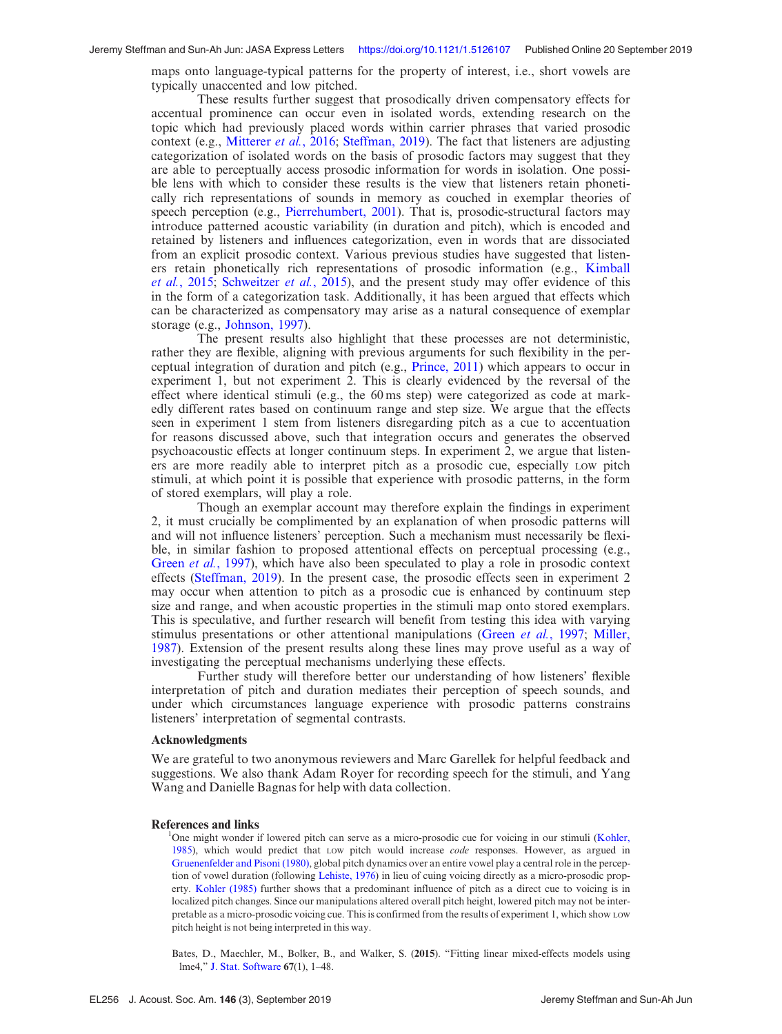maps onto language-typical patterns for the property of interest, i.e., short vowels are typically unaccented and low pitched.

These results further suggest that prosodically driven compensatory effects for accentual prominence can occur even in isolated words, extending research on the topic which had previously placed words within carrier phrases that varied prosodic context (e.g., Mitterer *et al.*, 2016; Steffman, 2019). The fact that listeners are adjusting categorization of isolated words on the basis of prosodic factors may suggest that they are able to perceptually access prosodic information for words in isolation. One possible lens with which to consider these results is the view that listeners retain phonetically rich representations of sounds in memory as couched in exemplar theories of speech perception (e.g., Pierrehumbert, 2001). That is, prosodic-structural factors may introduce patterned acoustic variability (in duration and pitch), which is encoded and retained by listeners and influences categorization, even in words that are dissociated from an explicit prosodic context. Various previous studies have suggested that listeners retain phonetically rich representations of prosodic information (e.g., Kimball *et al.*, 2015; Schweitzer *et al.*, 2015), and the present study may offer evidence of this in the form of a categorization task. Additionally, it has been argued that effects which can be characterized as compensatory may arise as a natural consequence of exemplar storage (e.g., Johnson, 1997).

The present results also highlight that these processes are not deterministic, rather they are flexible, aligning with previous arguments for such flexibility in the perceptual integration of duration and pitch (e.g., Prince, 2011) which appears to occur in experiment 1, but not experiment 2. This is clearly evidenced by the reversal of the effect where identical stimuli (e.g., the 60 ms step) were categorized as code at markedly different rates based on continuum range and step size. We argue that the effects seen in experiment 1 stem from listeners disregarding pitch as a cue to accentuation for reasons discussed above, such that integration occurs and generates the observed psychoacoustic effects at longer continuum steps. In experiment 2, we argue that listeners are more readily able to interpret pitch as a prosodic cue, especially LOW pitch stimuli, at which point it is possible that experience with prosodic patterns, in the form of stored exemplars, will play a role.

Though an exemplar account may therefore explain the findings in experiment 2, it must crucially be complimented by an explanation of when prosodic patterns will and will not influence listeners' perception. Such a mechanism must necessarily be flexible, in similar fashion to proposed attentional effects on perceptual processing (e.g., Green *et al.*, 1997), which have also been speculated to play a role in prosodic context effects (Steffman, 2019). In the present case, the prosodic effects seen in experiment 2 may occur when attention to pitch as a prosodic cue is enhanced by continuum step size and range, and when acoustic properties in the stimuli map onto stored exemplars. This is speculative, and further research will benefit from testing this idea with varying stimulus presentations or other attentional manipulations (Green *et al.*, 1997; Miller, 1987). Extension of the present results along these lines may prove useful as a way of investigating the perceptual mechanisms underlying these effects.

Further study will therefore better our understanding of how listeners' flexible interpretation of pitch and duration mediates their perception of speech sounds, and under which circumstances language experience with prosodic patterns constrains listeners' interpretation of segmental contrasts.

## Acknowledgments

We are grateful to two anonymous reviewers and Marc Garellek for helpful feedback and suggestions. We also thank Adam Royer for recording speech for the stimuli, and Yang Wang and Danielle Bagnas for help with data collection.

## References and links

[1]One might wonder if lowered pitch can serve as a micro-prosodic cue for voicing in our stimuli (Kohler, 1985), which would predict that LOW pitch would increase *code* responses. However, as argued in Gruenenfelder and Pisoni (1980), global pitch dynamics over an entire vowel play a central role in the perception of vowel duration (following Lehiste, 1976) in lieu of cuing voicing directly as a micro-prosodic property. Kohler (1985) further shows that a predominant influence of pitch as a direct cue to voicing is in localized pitch changes. Since our manipulations altered overall pitch height, lowered pitch may not be interpretable as a micro-prosodic voicing cue. This is confirmed from the results of experiment 1, which show LOW pitch height is not being interpreted in this way.

Bates, D., Maechler, M., Bolker, B., and Walker, S. (**2015**). "Fitting linear mixed-effects models using lme4," J. Stat. Software **67**(1), 1–48.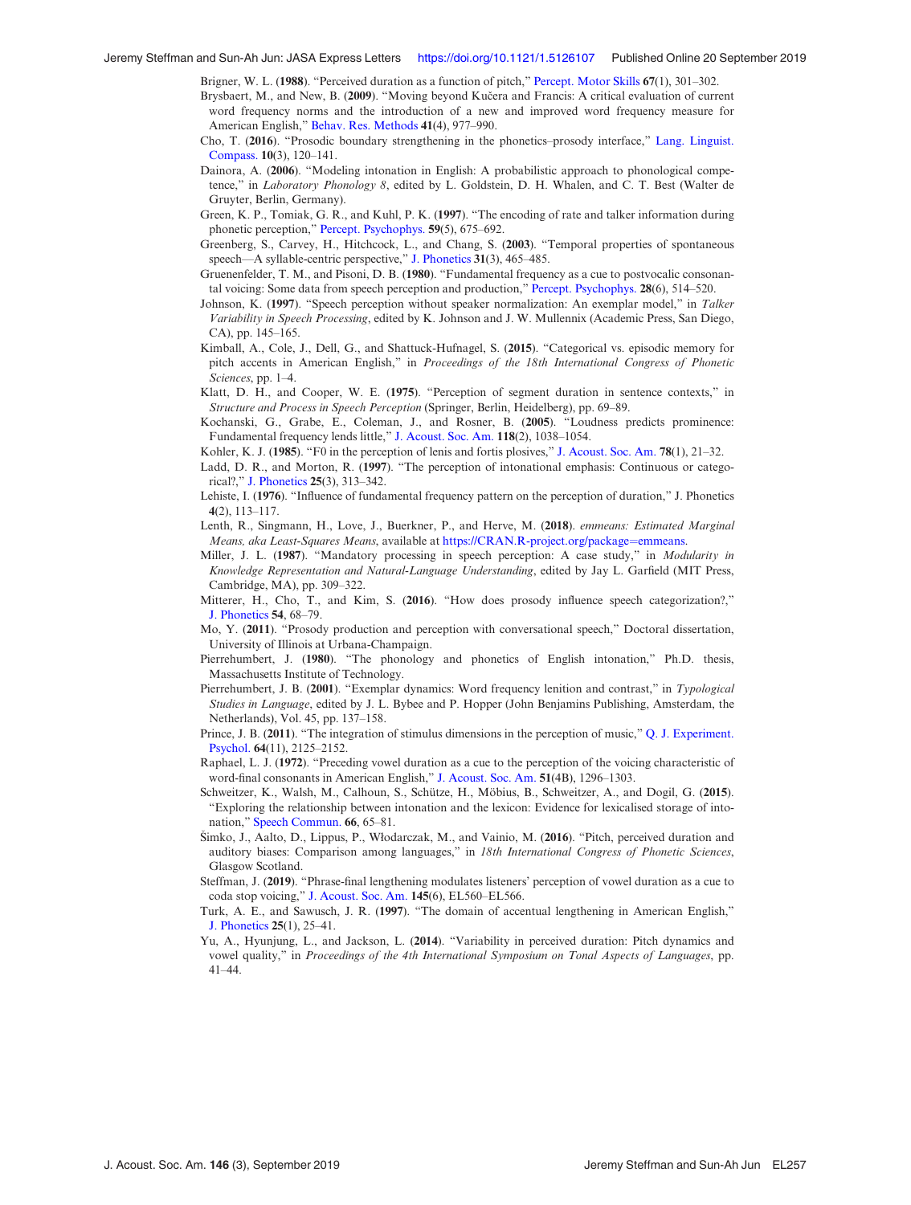Brigner, W. L. (**1988**). "Perceived duration as a function of pitch," Percept. Motor Skills **67**(1), 301–302.

Brysbaert, M., and New, B. (**2009**). "Moving beyond Kučera and Francis: A critical evaluation of current word frequency norms and the introduction of a new and improved word frequency measure for American English," Behav. Res. Methods **41**(4), 977–990.

Cho, T. (**2016**). "Prosodic boundary strengthening in the phonetics–prosody interface," Lang. Linguist. Compass. **10**(3), 120–141.

Dainora, A. (**2006**). "Modeling intonation in English: A probabilistic approach to phonological competence," in *Laboratory Phonology 8*, edited by L. Goldstein, D. H. Whalen, and C. T. Best (Walter de Gruyter, Berlin, Germany).

Green, K. P., Tomiak, G. R., and Kuhl, P. K. (**1997**). "The encoding of rate and talker information during phonetic perception," Percept. Psychophys. **59**(5), 675–692.

Greenberg, S., Carvey, H., Hitchcock, L., and Chang, S. (**2003**). "Temporal properties of spontaneous speech—A syllable-centric perspective," J. Phonetics **31**(3), 465–485.

Gruenenfelder, T. M., and Pisoni, D. B. (**1980**). "Fundamental frequency as a cue to postvocalic consonantal voicing: Some data from speech perception and production," Percept. Psychophys. **28**(6), 514–520.

Johnson, K. (**1997**). "Speech perception without speaker normalization: An exemplar model," in *Talker Variability in Speech Processing*, edited by K. Johnson and J. W. Mullennix (Academic Press, San Diego, CA), pp. 145–165.

Kimball, A., Cole, J., Dell, G., and Shattuck-Hufnagel, S. (**2015**). "Categorical vs. episodic memory for pitch accents in American English," in *Proceedings of the 18th International Congress of Phonetic Sciences*, pp. 1–4.

Klatt, D. H., and Cooper, W. E. (**1975**). "Perception of segment duration in sentence contexts," in *Structure and Process in Speech Perception* (Springer, Berlin, Heidelberg), pp. 69–89.

Kochanski, G., Grabe, E., Coleman, J., and Rosner, B. (**2005**). "Loudness predicts prominence: Fundamental frequency lends little," J. Acoust. Soc. Am. **118**(2), 1038–1054.

Kohler, K. J. (**1985**). "F0 in the perception of lenis and fortis plosives," J. Acoust. Soc. Am. **78**(1), 21–32.

Ladd, D. R., and Morton, R. (**1997**). "The perception of intonational emphasis: Continuous or categorical?," J. Phonetics **25**(3), 313–342.

Lehiste, I. (**1976**). "Influence of fundamental frequency pattern on the perception of duration," J. Phonetics **4**(2), 113–117.

Lenth, R., Singmann, H., Love, J., Buerkner, P., and Herve, M. (**2018**). *emmeans: Estimated Marginal Means, aka Least-Squares Means*, available at https://CRAN.R-project.org/package=emmeans.

Miller, J. L. (**1987**). "Mandatory processing in speech perception: A case study," in *Modularity in Knowledge Representation and Natural-Language Understanding*, edited by Jay L. Garfield (MIT Press, Cambridge, MA), pp. 309–322.

Mitterer, H., Cho, T., and Kim, S. (**2016**). "How does prosody influence speech categorization?," J. Phonetics **54**, 68–79.

Mo, Y. (**2011**). "Prosody production and perception with conversational speech," Doctoral dissertation, University of Illinois at Urbana-Champaign.

Pierrehumbert, J. (**1980**). "The phonology and phonetics of English intonation," Ph.D. thesis, Massachusetts Institute of Technology.

Pierrehumbert, J. B. (**2001**). "Exemplar dynamics: Word frequency lenition and contrast," in *Typological Studies in Language*, edited by J. L. Bybee and P. Hopper (John Benjamins Publishing, Amsterdam, the Netherlands), Vol. 45, pp. 137–158.

Prince, J. B. (**2011**). "The integration of stimulus dimensions in the perception of music," Q. J. Experiment. Psychol. **64**(11), 2125–2152.

Raphael, L. J. (**1972**). "Preceding vowel duration as a cue to the perception of the voicing characteristic of word-final consonants in American English," J. Acoust. Soc. Am. **51**(4B), 1296–1303.

Schweitzer, K., Walsh, M., Calhoun, S., Schütze, H., Möbius, B., Schweitzer, A., and Dogil, G. (**2015**). "Exploring the relationship between intonation and the lexicon: Evidence for lexicalised storage of intonation," Speech Commun. **66**, 65–81.

Šimko, J., Aalto, D., Lippus, P., Włodarczak, M., and Vainio, M. (**2016**). "Pitch, perceived duration and auditory biases: Comparison among languages," in *18th International Congress of Phonetic Sciences*, Glasgow Scotland.

Steffman, J. (**2019**). "Phrase-final lengthening modulates listeners' perception of vowel duration as a cue to coda stop voicing," J. Acoust. Soc. Am. **145**(6), EL560–EL566.

Turk, A. E., and Sawusch, J. R. (**1997**). "The domain of accentual lengthening in American English," J. Phonetics **25**(1), 25–41.

Yu, A., Hyunjung, L., and Jackson, L. (**2014**). "Variability in perceived duration: Pitch dynamics and vowel quality," in *Proceedings of the 4th International Symposium on Tonal Aspects of Languages*, pp. 41–44.